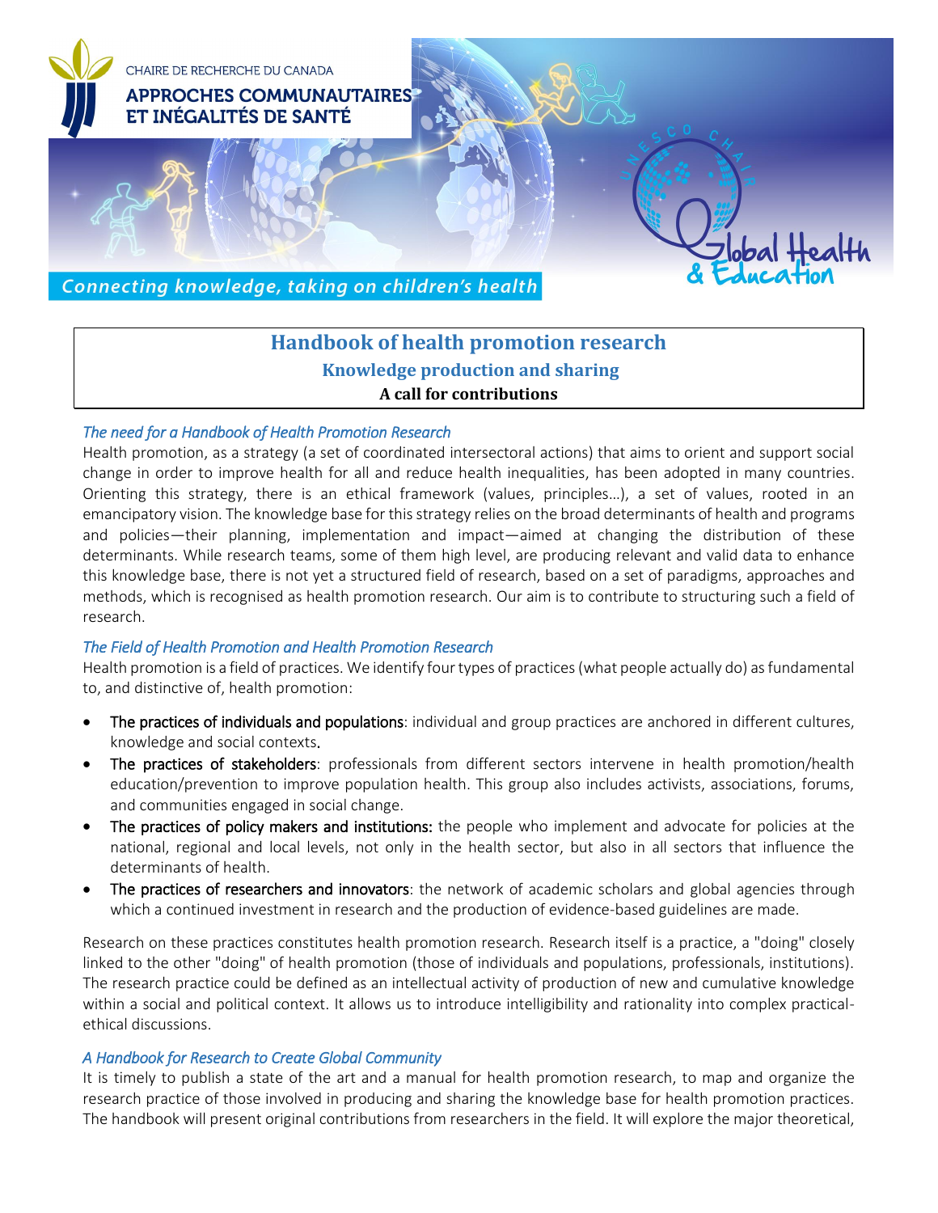CHAIRE DE RECHERCHE DU CANADA
APPROCHES COMMUNAUTAIRES ET INÉGALITÉS DE SANTÉ

*Connecting knowledge, taking on children's health*

UNESCO CHAIR Global Health & Education

# Handbook of health promotion research

## Knowledge production and sharing

**A call for contributions**

### *The need for a Handbook of Health Promotion Research*

Health promotion, as a strategy (a set of coordinated intersectoral actions) that aims to orient and support social change in order to improve health for all and reduce health inequalities, has been adopted in many countries. Orienting this strategy, there is an ethical framework (values, principles…), a set of values, rooted in an emancipatory vision. The knowledge base for this strategy relies on the broad determinants of health and programs and policies—their planning, implementation and impact—aimed at changing the distribution of these determinants. While research teams, some of them high level, are producing relevant and valid data to enhance this knowledge base, there is not yet a structured field of research, based on a set of paradigms, approaches and methods, which is recognised as health promotion research. Our aim is to contribute to structuring such a field of research.

### *The Field of Health Promotion and Health Promotion Research*

Health promotion is a field of practices. We identify four types of practices (what people actually do) as fundamental to, and distinctive of, health promotion:

- The practices of individuals and populations: individual and group practices are anchored in different cultures, knowledge and social contexts.
- The practices of stakeholders: professionals from different sectors intervene in health promotion/health education/prevention to improve population health. This group also includes activists, associations, forums, and communities engaged in social change.
- The practices of policy makers and institutions: the people who implement and advocate for policies at the national, regional and local levels, not only in the health sector, but also in all sectors that influence the determinants of health.
- The practices of researchers and innovators: the network of academic scholars and global agencies through which a continued investment in research and the production of evidence-based guidelines are made.

Research on these practices constitutes health promotion research. Research itself is a practice, a "doing" closely linked to the other "doing" of health promotion (those of individuals and populations, professionals, institutions). The research practice could be defined as an intellectual activity of production of new and cumulative knowledge within a social and political context. It allows us to introduce intelligibility and rationality into complex practical-ethical discussions.

### *A Handbook for Research to Create Global Community*

It is timely to publish a state of the art and a manual for health promotion research, to map and organize the research practice of those involved in producing and sharing the knowledge base for health promotion practices. The handbook will present original contributions from researchers in the field. It will explore the major theoretical,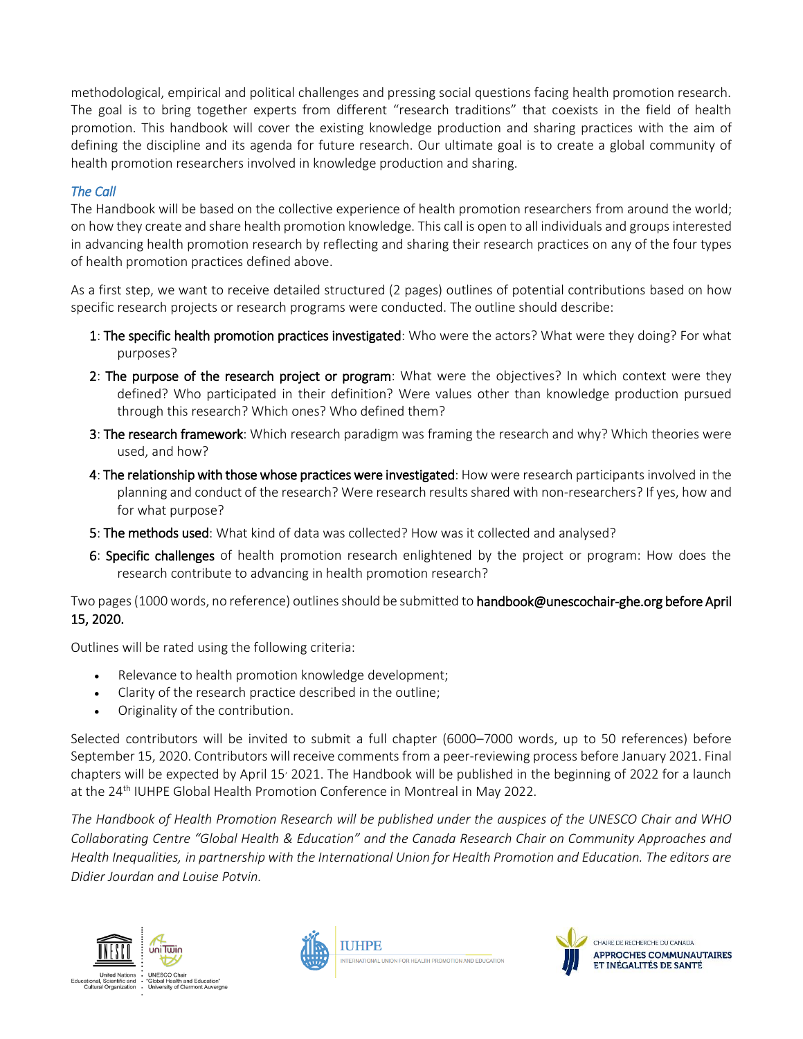methodological, empirical and political challenges and pressing social questions facing health promotion research. The goal is to bring together experts from different "research traditions" that coexists in the field of health promotion. This handbook will cover the existing knowledge production and sharing practices with the aim of defining the discipline and its agenda for future research. Our ultimate goal is to create a global community of health promotion researchers involved in knowledge production and sharing.

### *The Call*

The Handbook will be based on the collective experience of health promotion researchers from around the world; on how they create and share health promotion knowledge. This call is open to all individuals and groups interested in advancing health promotion research by reflecting and sharing their research practices on any of the four types of health promotion practices defined above.

As a first step, we want to receive detailed structured (2 pages) outlines of potential contributions based on how specific research projects or research programs were conducted. The outline should describe:

1: **The specific health promotion practices investigated**: Who were the actors? What were they doing? For what purposes?

2: **The purpose of the research project or program**: What were the objectives? In which context were they defined? Who participated in their definition? Were values other than knowledge production pursued through this research? Which ones? Who defined them?

3: **The research framework**: Which research paradigm was framing the research and why? Which theories were used, and how?

4: **The relationship with those whose practices were investigated**: How were research participants involved in the planning and conduct of the research? Were research results shared with non-researchers? If yes, how and for what purpose?

5: **The methods used**: What kind of data was collected? How was it collected and analysed?

6: **Specific challenges** of health promotion research enlightened by the project or program: How does the research contribute to advancing in health promotion research?

Two pages (1000 words, no reference) outlines should be submitted to **handbook@unescochair-ghe.org before April 15, 2020.**

Outlines will be rated using the following criteria:

- Relevance to health promotion knowledge development;
- Clarity of the research practice described in the outline;
- Originality of the contribution.

Selected contributors will be invited to submit a full chapter (6000–7000 words, up to 50 references) before September 15, 2020. Contributors will receive comments from a peer-reviewing process before January 2021. Final chapters will be expected by April 15, 2021. The Handbook will be published in the beginning of 2022 for a launch at the 24th IUHPE Global Health Promotion Conference in Montreal in May 2022.

*The Handbook of Health Promotion Research will be published under the auspices of the UNESCO Chair and WHO Collaborating Centre "Global Health & Education" and the Canada Research Chair on Community Approaches and Health Inequalities, in partnership with the International Union for Health Promotion and Education. The editors are Didier Jourdan and Louise Potvin.*

United Nations Educational, Scientific and Cultural Organization · UNESCO Chair "Global Health and Education" University of Clermont Auvergne

IUHPE International Union for Health Promotion and Education

Chaire de recherche du Canada Approches communautaires et inégalités de santé